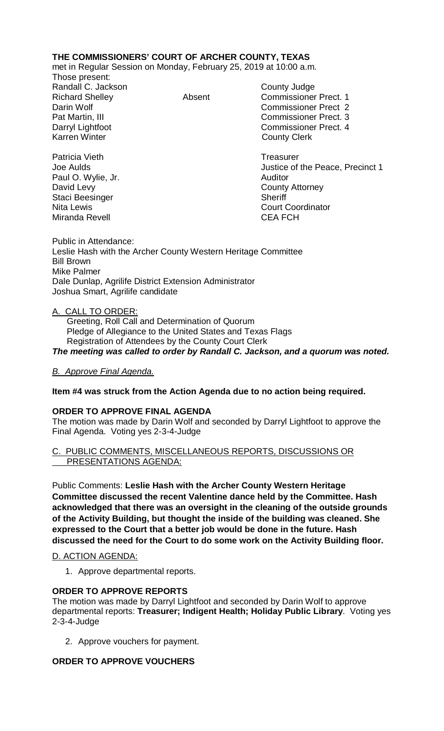**THE COMMISSIONERS' COURT OF ARCHER COUNTY, TEXAS**

met in Regular Session on Monday, February 25, 2019 at 10:00 a.m.

Those present:

| | | |
|---|---|---|
| Randall C. Jackson | | County Judge |
| Richard Shelley | Absent | Commissioner Prect. 1 |
| Darin Wolf | | Commissioner Prect 2 |
| Pat Martin, III | | Commissioner Prect. 3 |
| Darryl Lightfoot | | Commissioner Prect. 4 |
| Karren Winter | | County Clerk |
| Patricia Vieth | | Treasurer |
| Joe Aulds | | Justice of the Peace, Precinct 1 |
| Paul O. Wylie, Jr. | | Auditor |
| David Levy | | County Attorney |
| Staci Beesinger | | Sheriff |
| Nita Lewis | | Court Coordinator |
| Miranda Revell | | CEA FCH |

Public in Attendance:
Leslie Hash with the Archer County Western Heritage Committee
Bill Brown
Mike Palmer
Dale Dunlap, Agrilife District Extension Administrator
Joshua Smart, Agrilife candidate

A. CALL TO ORDER:

Greeting, Roll Call and Determination of Quorum
Pledge of Allegiance to the United States and Texas Flags
Registration of Attendees by the County Court Clerk

***The meeting was called to order by Randall C. Jackson, and a quorum was noted.***

*B. Approve Final Agenda.*

**Item #4 was struck from the Action Agenda due to no action being required.**

**ORDER TO APPROVE FINAL AGENDA**

The motion was made by Darin Wolf and seconded by Darryl Lightfoot to approve the Final Agenda. Voting yes 2-3-4-Judge

C. PUBLIC COMMENTS, MISCELLANEOUS REPORTS, DISCUSSIONS OR PRESENTATIONS AGENDA:

Public Comments: **Leslie Hash with the Archer County Western Heritage Committee discussed the recent Valentine dance held by the Committee. Hash acknowledged that there was an oversight in the cleaning of the outside grounds of the Activity Building, but thought the inside of the building was cleaned. She expressed to the Court that a better job would be done in the future. Hash discussed the need for the Court to do some work on the Activity Building floor.**

D. ACTION AGENDA:

1. Approve departmental reports.

**ORDER TO APPROVE REPORTS**

The motion was made by Darryl Lightfoot and seconded by Darin Wolf to approve departmental reports: **Treasurer; Indigent Health; Holiday Public Library**. Voting yes 2-3-4-Judge

2. Approve vouchers for payment.

**ORDER TO APPROVE VOUCHERS**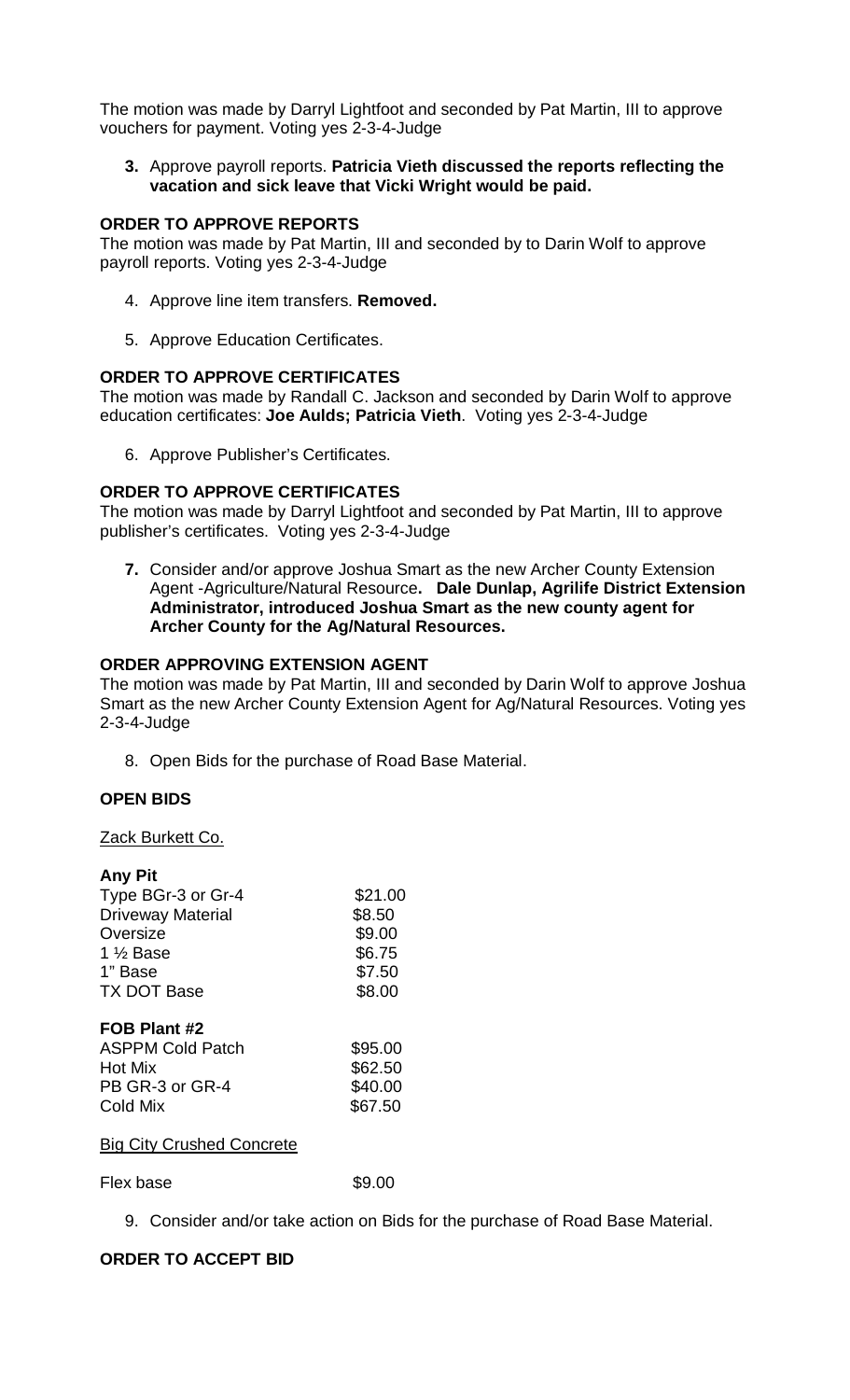The motion was made by Darryl Lightfoot and seconded by Pat Martin, III to approve vouchers for payment. Voting yes 2-3-4-Judge

3. Approve payroll reports. **Patricia Vieth discussed the reports reflecting the vacation and sick leave that Vicki Wright would be paid.**

**ORDER TO APPROVE REPORTS**

The motion was made by Pat Martin, III and seconded by to Darin Wolf to approve payroll reports. Voting yes 2-3-4-Judge

4. Approve line item transfers. **Removed.**

5. Approve Education Certificates.

**ORDER TO APPROVE CERTIFICATES**

The motion was made by Randall C. Jackson and seconded by Darin Wolf to approve education certificates: **Joe Aulds; Patricia Vieth**. Voting yes 2-3-4-Judge

6. Approve Publisher's Certificates.

**ORDER TO APPROVE CERTIFICATES**

The motion was made by Darryl Lightfoot and seconded by Pat Martin, III to approve publisher's certificates. Voting yes 2-3-4-Judge

7. Consider and/or approve Joshua Smart as the new Archer County Extension Agent -Agriculture/Natural Resource**. Dale Dunlap, Agrilife District Extension Administrator, introduced Joshua Smart as the new county agent for Archer County for the Ag/Natural Resources.**

**ORDER APPROVING EXTENSION AGENT**

The motion was made by Pat Martin, III and seconded by Darin Wolf to approve Joshua Smart as the new Archer County Extension Agent for Ag/Natural Resources. Voting yes 2-3-4-Judge

8. Open Bids for the purchase of Road Base Material.

**OPEN BIDS**

Zack Burkett Co.

**Any Pit**

| | |
|---|---|
| Type BGr-3 or Gr-4 | \$21.00 |
| Driveway Material | \$8.50 |
| Oversize | \$9.00 |
| 1 ½ Base | \$6.75 |
| 1" Base | \$7.50 |
| TX DOT Base | \$8.00 |

**FOB Plant #2**

| | |
|---|---|
| ASPPM Cold Patch | \$95.00 |
| Hot Mix | \$62.50 |
| PB GR-3 or GR-4 | \$40.00 |
| Cold Mix | \$67.50 |

Big City Crushed Concrete

| | |
|---|---|
| Flex base | \$9.00 |

9. Consider and/or take action on Bids for the purchase of Road Base Material.

**ORDER TO ACCEPT BID**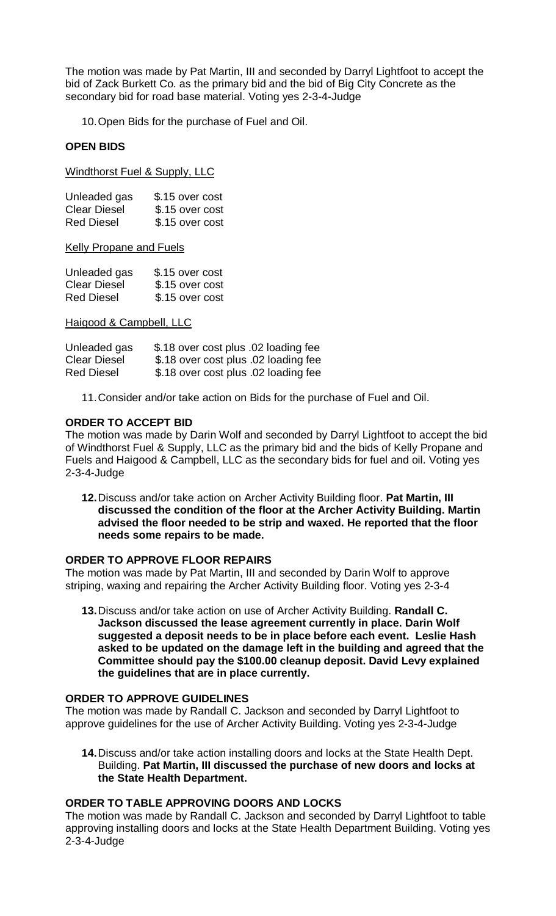The motion was made by Pat Martin, III and seconded by Darryl Lightfoot to accept the bid of Zack Burkett Co. as the primary bid and the bid of Big City Concrete as the secondary bid for road base material. Voting yes 2-3-4-Judge

10. Open Bids for the purchase of Fuel and Oil.

**OPEN BIDS**

Windthorst Fuel & Supply, LLC

| | |
|---|---|
| Unleaded gas | $.15 over cost |
| Clear Diesel | $.15 over cost |
| Red Diesel | $.15 over cost |

Kelly Propane and Fuels

| | |
|---|---|
| Unleaded gas | $.15 over cost |
| Clear Diesel | $.15 over cost |
| Red Diesel | $.15 over cost |

Haigood & Campbell, LLC

| | |
|---|---|
| Unleaded gas | $.18 over cost plus .02 loading fee |
| Clear Diesel | $.18 over cost plus .02 loading fee |
| Red Diesel | $.18 over cost plus .02 loading fee |

11. Consider and/or take action on Bids for the purchase of Fuel and Oil.

**ORDER TO ACCEPT BID**

The motion was made by Darin Wolf and seconded by Darryl Lightfoot to accept the bid of Windthorst Fuel & Supply, LLC as the primary bid and the bids of Kelly Propane and Fuels and Haigood & Campbell, LLC as the secondary bids for fuel and oil. Voting yes 2-3-4-Judge

**12.** Discuss and/or take action on Archer Activity Building floor. **Pat Martin, III discussed the condition of the floor at the Archer Activity Building. Martin advised the floor needed to be strip and waxed. He reported that the floor needs some repairs to be made.**

**ORDER TO APPROVE FLOOR REPAIRS**

The motion was made by Pat Martin, III and seconded by Darin Wolf to approve striping, waxing and repairing the Archer Activity Building floor. Voting yes 2-3-4

**13.** Discuss and/or take action on use of Archer Activity Building. **Randall C. Jackson discussed the lease agreement currently in place. Darin Wolf suggested a deposit needs to be in place before each event. Leslie Hash asked to be updated on the damage left in the building and agreed that the Committee should pay the $100.00 cleanup deposit. David Levy explained the guidelines that are in place currently.**

**ORDER TO APPROVE GUIDELINES**

The motion was made by Randall C. Jackson and seconded by Darryl Lightfoot to approve guidelines for the use of Archer Activity Building. Voting yes 2-3-4-Judge

**14.** Discuss and/or take action installing doors and locks at the State Health Dept. Building. **Pat Martin, III discussed the purchase of new doors and locks at the State Health Department.**

**ORDER TO TABLE APPROVING DOORS AND LOCKS**

The motion was made by Randall C. Jackson and seconded by Darryl Lightfoot to table approving installing doors and locks at the State Health Department Building. Voting yes 2-3-4-Judge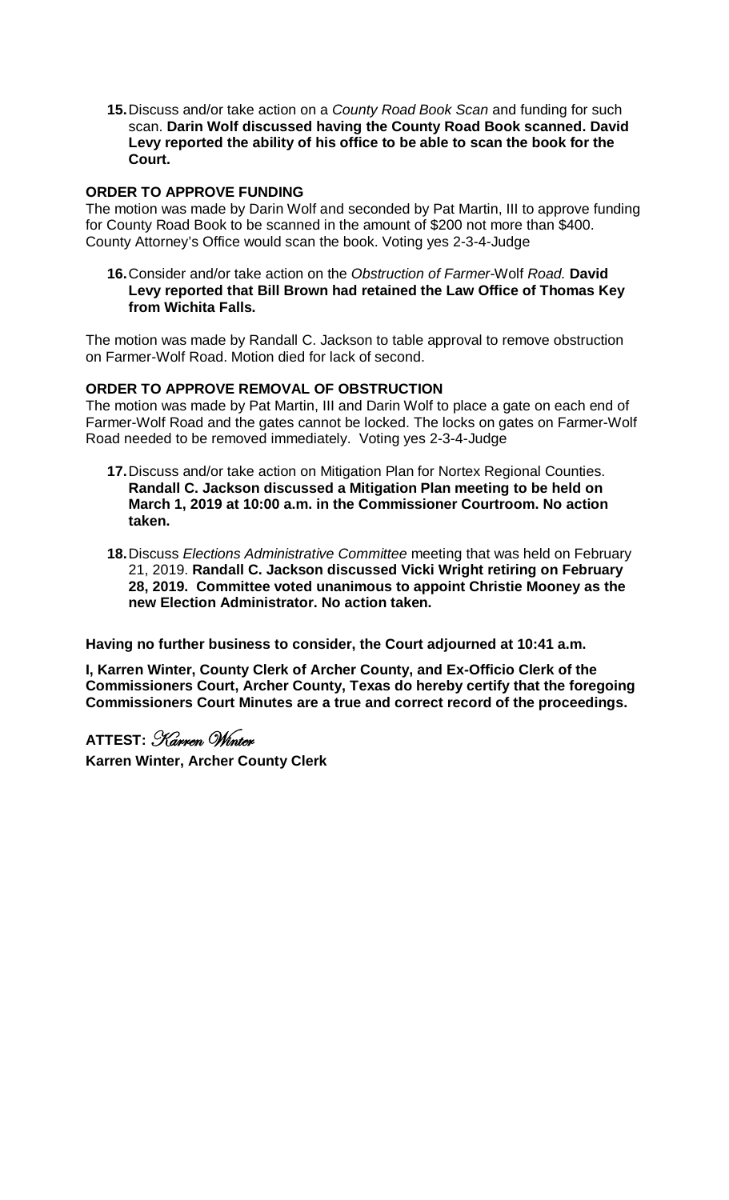15. Discuss and/or take action on a *County Road Book Scan* and funding for such scan. **Darin Wolf discussed having the County Road Book scanned. David Levy reported the ability of his office to be able to scan the book for the Court.**

**ORDER TO APPROVE FUNDING**

The motion was made by Darin Wolf and seconded by Pat Martin, III to approve funding for County Road Book to be scanned in the amount of $200 not more than $400. County Attorney's Office would scan the book. Voting yes 2-3-4-Judge

16. Consider and/or take action on the *Obstruction of Farmer-*Wolf *Road.* **David Levy reported that Bill Brown had retained the Law Office of Thomas Key from Wichita Falls.**

The motion was made by Randall C. Jackson to table approval to remove obstruction on Farmer-Wolf Road. Motion died for lack of second.

**ORDER TO APPROVE REMOVAL OF OBSTRUCTION**

The motion was made by Pat Martin, III and Darin Wolf to place a gate on each end of Farmer-Wolf Road and the gates cannot be locked. The locks on gates on Farmer-Wolf Road needed to be removed immediately. Voting yes 2-3-4-Judge

17. Discuss and/or take action on Mitigation Plan for Nortex Regional Counties. **Randall C. Jackson discussed a Mitigation Plan meeting to be held on March 1, 2019 at 10:00 a.m. in the Commissioner Courtroom. No action taken.**

18. Discuss *Elections Administrative Committee* meeting that was held on February 21, 2019. **Randall C. Jackson discussed Vicki Wright retiring on February 28, 2019. Committee voted unanimous to appoint Christie Mooney as the new Election Administrator. No action taken.**

**Having no further business to consider, the Court adjourned at 10:41 a.m.**

**I, Karren Winter, County Clerk of Archer County, and Ex-Officio Clerk of the Commissioners Court, Archer County, Texas do hereby certify that the foregoing Commissioners Court Minutes are a true and correct record of the proceedings.**

**ATTEST:** *Karren Winter*

**Karren Winter, Archer County Clerk**